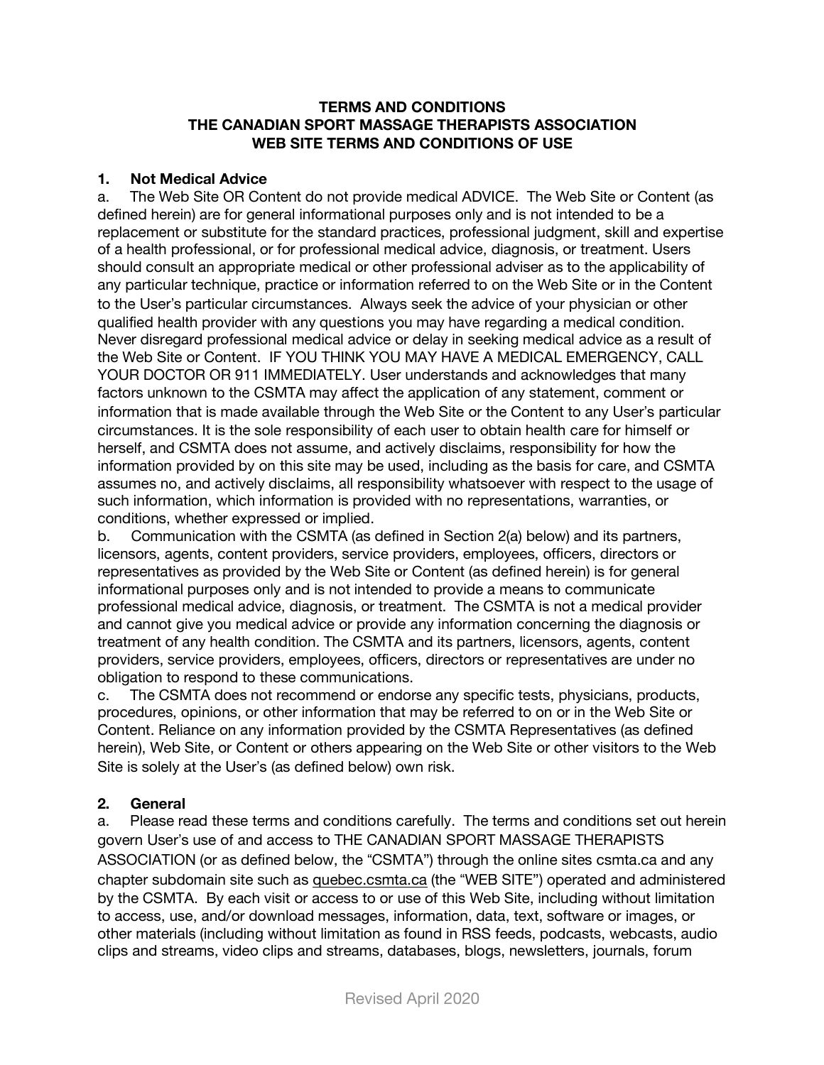**TERMS AND CONDITIONS**
**THE CANADIAN SPORT MASSAGE THERAPISTS ASSOCIATION**
**WEB SITE TERMS AND CONDITIONS OF USE**

## 1. Not Medical Advice

a. The Web Site OR Content do not provide medical ADVICE. The Web Site or Content (as defined herein) are for general informational purposes only and is not intended to be a replacement or substitute for the standard practices, professional judgment, skill and expertise of a health professional, or for professional medical advice, diagnosis, or treatment. Users should consult an appropriate medical or other professional adviser as to the applicability of any particular technique, practice or information referred to on the Web Site or in the Content to the User's particular circumstances. Always seek the advice of your physician or other qualified health provider with any questions you may have regarding a medical condition. Never disregard professional medical advice or delay in seeking medical advice as a result of the Web Site or Content. IF YOU THINK YOU MAY HAVE A MEDICAL EMERGENCY, CALL YOUR DOCTOR OR 911 IMMEDIATELY. User understands and acknowledges that many factors unknown to the CSMTA may affect the application of any statement, comment or information that is made available through the Web Site or the Content to any User's particular circumstances. It is the sole responsibility of each user to obtain health care for himself or herself, and CSMTA does not assume, and actively disclaims, responsibility for how the information provided by on this site may be used, including as the basis for care, and CSMTA assumes no, and actively disclaims, all responsibility whatsoever with respect to the usage of such information, which information is provided with no representations, warranties, or conditions, whether expressed or implied.

b. Communication with the CSMTA (as defined in Section 2(a) below) and its partners, licensors, agents, content providers, service providers, employees, officers, directors or representatives as provided by the Web Site or Content (as defined herein) is for general informational purposes only and is not intended to provide a means to communicate professional medical advice, diagnosis, or treatment. The CSMTA is not a medical provider and cannot give you medical advice or provide any information concerning the diagnosis or treatment of any health condition. The CSMTA and its partners, licensors, agents, content providers, service providers, employees, officers, directors or representatives are under no obligation to respond to these communications.

c. The CSMTA does not recommend or endorse any specific tests, physicians, products, procedures, opinions, or other information that may be referred to on or in the Web Site or Content. Reliance on any information provided by the CSMTA Representatives (as defined herein), Web Site, or Content or others appearing on the Web Site or other visitors to the Web Site is solely at the User's (as defined below) own risk.

## 2. General

a. Please read these terms and conditions carefully. The terms and conditions set out herein govern User's use of and access to THE CANADIAN SPORT MASSAGE THERAPISTS ASSOCIATION (or as defined below, the "CSMTA") through the online sites csmta.ca and any chapter subdomain site such as quebec.csmta.ca (the "WEB SITE") operated and administered by the CSMTA. By each visit or access to or use of this Web Site, including without limitation to access, use, and/or download messages, information, data, text, software or images, or other materials (including without limitation as found in RSS feeds, podcasts, webcasts, audio clips and streams, video clips and streams, databases, blogs, newsletters, journals, forum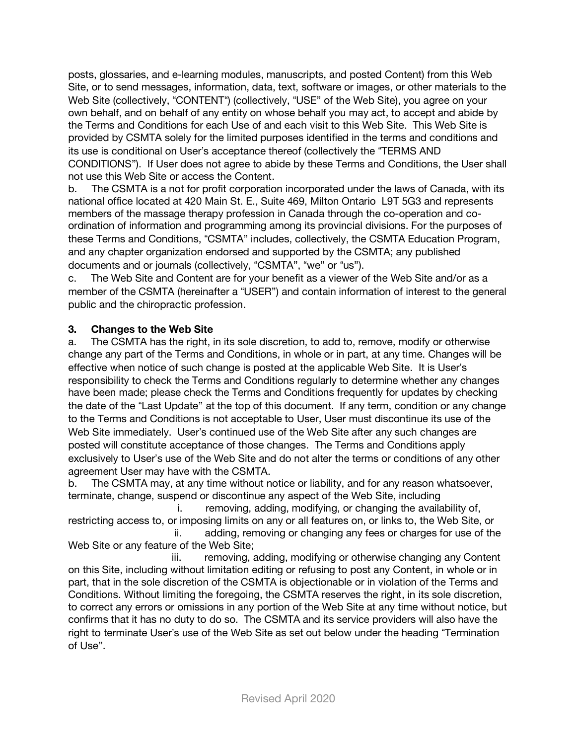posts, glossaries, and e-learning modules, manuscripts, and posted Content) from this Web Site, or to send messages, information, data, text, software or images, or other materials to the Web Site (collectively, "CONTENT") (collectively, "USE" of the Web Site), you agree on your own behalf, and on behalf of any entity on whose behalf you may act, to accept and abide by the Terms and Conditions for each Use of and each visit to this Web Site. This Web Site is provided by CSMTA solely for the limited purposes identified in the terms and conditions and its use is conditional on User's acceptance thereof (collectively the "TERMS AND CONDITIONS"). If User does not agree to abide by these Terms and Conditions, the User shall not use this Web Site or access the Content.

b. The CSMTA is a not for profit corporation incorporated under the laws of Canada, with its national office located at 420 Main St. E., Suite 469, Milton Ontario L9T 5G3 and represents members of the massage therapy profession in Canada through the co-operation and co-ordination of information and programming among its provincial divisions. For the purposes of these Terms and Conditions, "CSMTA" includes, collectively, the CSMTA Education Program, and any chapter organization endorsed and supported by the CSMTA; any published documents and or journals (collectively, "CSMTA", "we" or "us").

c. The Web Site and Content are for your benefit as a viewer of the Web Site and/or as a member of the CSMTA (hereinafter a "USER") and contain information of interest to the general public and the chiropractic profession.

### 3. Changes to the Web Site

a. The CSMTA has the right, in its sole discretion, to add to, remove, modify or otherwise change any part of the Terms and Conditions, in whole or in part, at any time. Changes will be effective when notice of such change is posted at the applicable Web Site. It is User's responsibility to check the Terms and Conditions regularly to determine whether any changes have been made; please check the Terms and Conditions frequently for updates by checking the date of the "Last Update" at the top of this document. If any term, condition or any change to the Terms and Conditions is not acceptable to User, User must discontinue its use of the Web Site immediately. User's continued use of the Web Site after any such changes are posted will constitute acceptance of those changes. The Terms and Conditions apply exclusively to User's use of the Web Site and do not alter the terms or conditions of any other agreement User may have with the CSMTA.

b. The CSMTA may, at any time without notice or liability, and for any reason whatsoever, terminate, change, suspend or discontinue any aspect of the Web Site, including

i. removing, adding, modifying, or changing the availability of, restricting access to, or imposing limits on any or all features on, or links to, the Web Site, or

ii. adding, removing or changing any fees or charges for use of the Web Site or any feature of the Web Site;

iii. removing, adding, modifying or otherwise changing any Content on this Site, including without limitation editing or refusing to post any Content, in whole or in part, that in the sole discretion of the CSMTA is objectionable or in violation of the Terms and Conditions. Without limiting the foregoing, the CSMTA reserves the right, in its sole discretion, to correct any errors or omissions in any portion of the Web Site at any time without notice, but confirms that it has no duty to do so. The CSMTA and its service providers will also have the right to terminate User's use of the Web Site as set out below under the heading "Termination of Use".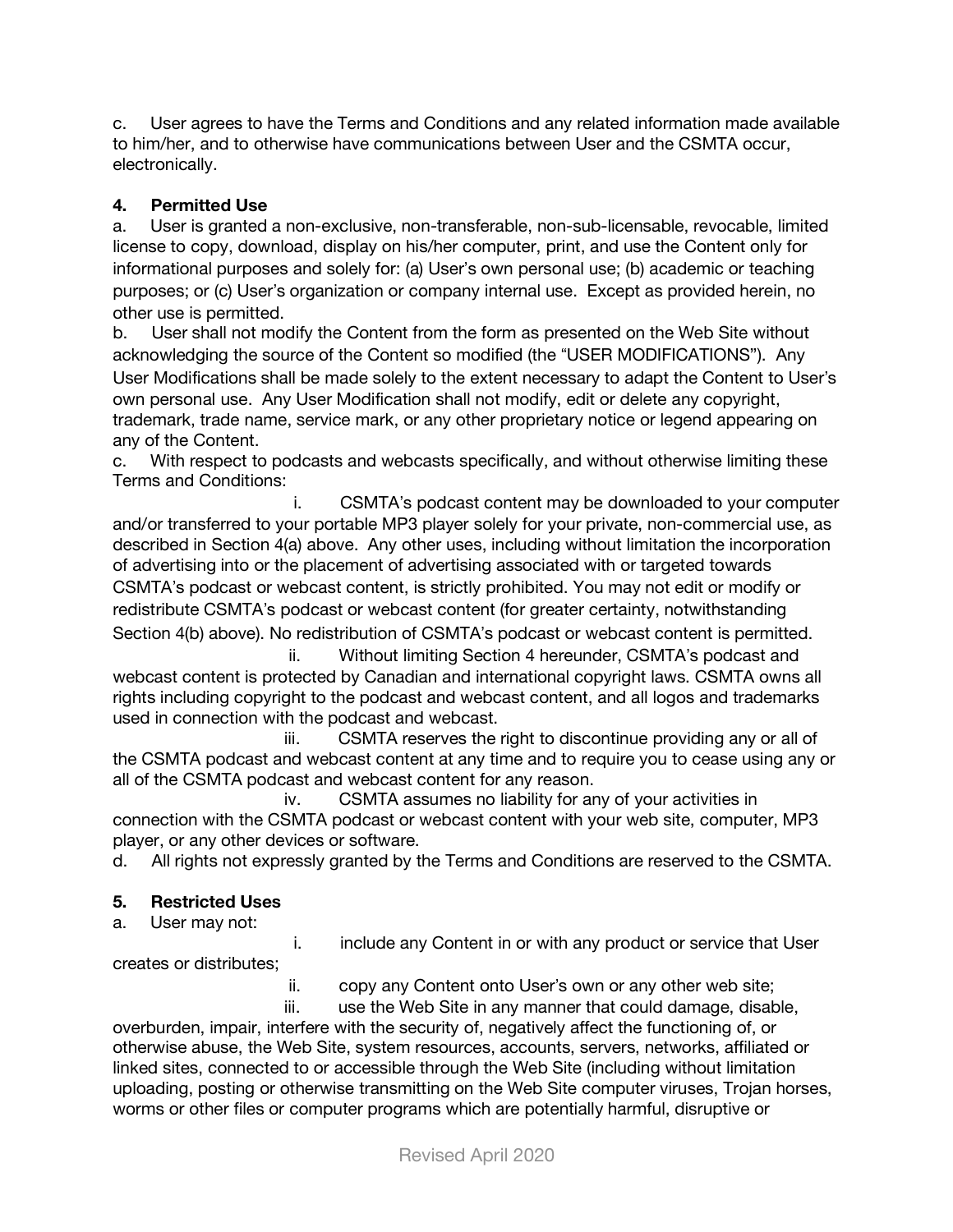c. User agrees to have the Terms and Conditions and any related information made available to him/her, and to otherwise have communications between User and the CSMTA occur, electronically.

**4. Permitted Use**

a. User is granted a non-exclusive, non-transferable, non-sub-licensable, revocable, limited license to copy, download, display on his/her computer, print, and use the Content only for informational purposes and solely for: (a) User's own personal use; (b) academic or teaching purposes; or (c) User's organization or company internal use. Except as provided herein, no other use is permitted.

b. User shall not modify the Content from the form as presented on the Web Site without acknowledging the source of the Content so modified (the "USER MODIFICATIONS"). Any User Modifications shall be made solely to the extent necessary to adapt the Content to User's own personal use. Any User Modification shall not modify, edit or delete any copyright, trademark, trade name, service mark, or any other proprietary notice or legend appearing on any of the Content.

c. With respect to podcasts and webcasts specifically, and without otherwise limiting these Terms and Conditions:

i. CSMTA's podcast content may be downloaded to your computer and/or transferred to your portable MP3 player solely for your private, non-commercial use, as described in Section 4(a) above. Any other uses, including without limitation the incorporation of advertising into or the placement of advertising associated with or targeted towards CSMTA's podcast or webcast content, is strictly prohibited. You may not edit or modify or redistribute CSMTA's podcast or webcast content (for greater certainty, notwithstanding Section 4(b) above). No redistribution of CSMTA's podcast or webcast content is permitted.

ii. Without limiting Section 4 hereunder, CSMTA's podcast and webcast content is protected by Canadian and international copyright laws. CSMTA owns all rights including copyright to the podcast and webcast content, and all logos and trademarks used in connection with the podcast and webcast.

iii. CSMTA reserves the right to discontinue providing any or all of the CSMTA podcast and webcast content at any time and to require you to cease using any or all of the CSMTA podcast and webcast content for any reason.

iv. CSMTA assumes no liability for any of your activities in connection with the CSMTA podcast or webcast content with your web site, computer, MP3 player, or any other devices or software.

d. All rights not expressly granted by the Terms and Conditions are reserved to the CSMTA.

**5. Restricted Uses**

a. User may not:

i. include any Content in or with any product or service that User creates or distributes;

ii. copy any Content onto User's own or any other web site;

iii. use the Web Site in any manner that could damage, disable, overburden, impair, interfere with the security of, negatively affect the functioning of, or otherwise abuse, the Web Site, system resources, accounts, servers, networks, affiliated or linked sites, connected to or accessible through the Web Site (including without limitation uploading, posting or otherwise transmitting on the Web Site computer viruses, Trojan horses, worms or other files or computer programs which are potentially harmful, disruptive or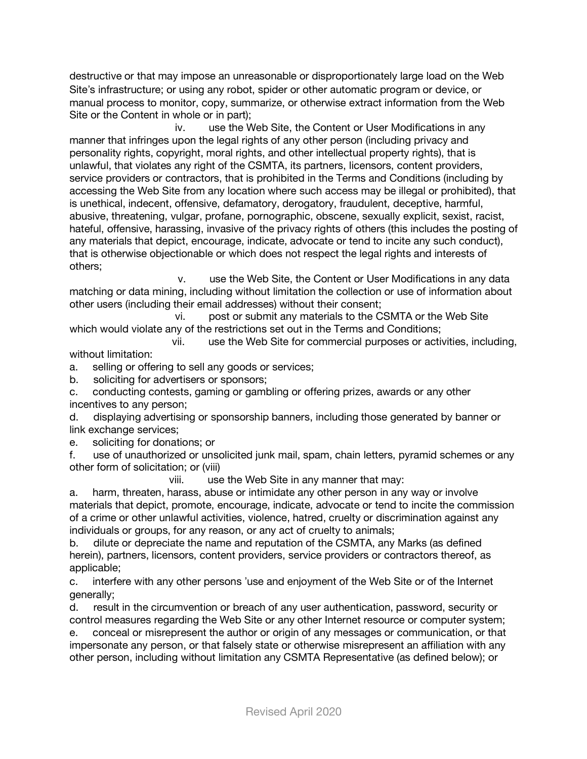destructive or that may impose an unreasonable or disproportionately large load on the Web Site's infrastructure; or using any robot, spider or other automatic program or device, or manual process to monitor, copy, summarize, or otherwise extract information from the Web Site or the Content in whole or in part);

iv. use the Web Site, the Content or User Modifications in any manner that infringes upon the legal rights of any other person (including privacy and personality rights, copyright, moral rights, and other intellectual property rights), that is unlawful, that violates any right of the CSMTA, its partners, licensors, content providers, service providers or contractors, that is prohibited in the Terms and Conditions (including by accessing the Web Site from any location where such access may be illegal or prohibited), that is unethical, indecent, offensive, defamatory, derogatory, fraudulent, deceptive, harmful, abusive, threatening, vulgar, profane, pornographic, obscene, sexually explicit, sexist, racist, hateful, offensive, harassing, invasive of the privacy rights of others (this includes the posting of any materials that depict, encourage, indicate, advocate or tend to incite any such conduct), that is otherwise objectionable or which does not respect the legal rights and interests of others;

v. use the Web Site, the Content or User Modifications in any data matching or data mining, including without limitation the collection or use of information about other users (including their email addresses) without their consent;

vi. post or submit any materials to the CSMTA or the Web Site which would violate any of the restrictions set out in the Terms and Conditions;

vii. use the Web Site for commercial purposes or activities, including, without limitation:

a. selling or offering to sell any goods or services;
b. soliciting for advertisers or sponsors;
c. conducting contests, gaming or gambling or offering prizes, awards or any other incentives to any person;
d. displaying advertising or sponsorship banners, including those generated by banner or link exchange services;
e. soliciting for donations; or
f. use of unauthorized or unsolicited junk mail, spam, chain letters, pyramid schemes or any other form of solicitation; or (viii)

viii. use the Web Site in any manner that may:

a. harm, threaten, harass, abuse or intimidate any other person in any way or involve materials that depict, promote, encourage, indicate, advocate or tend to incite the commission of a crime or other unlawful activities, violence, hatred, cruelty or discrimination against any individuals or groups, for any reason, or any act of cruelty to animals;
b. dilute or depreciate the name and reputation of the CSMTA, any Marks (as defined herein), partners, licensors, content providers, service providers or contractors thereof, as applicable;
c. interfere with any other persons 'use and enjoyment of the Web Site or of the Internet generally;
d. result in the circumvention or breach of any user authentication, password, security or control measures regarding the Web Site or any other Internet resource or computer system;
e. conceal or misrepresent the author or origin of any messages or communication, or that impersonate any person, or that falsely state or otherwise misrepresent an affiliation with any other person, including without limitation any CSMTA Representative (as defined below); or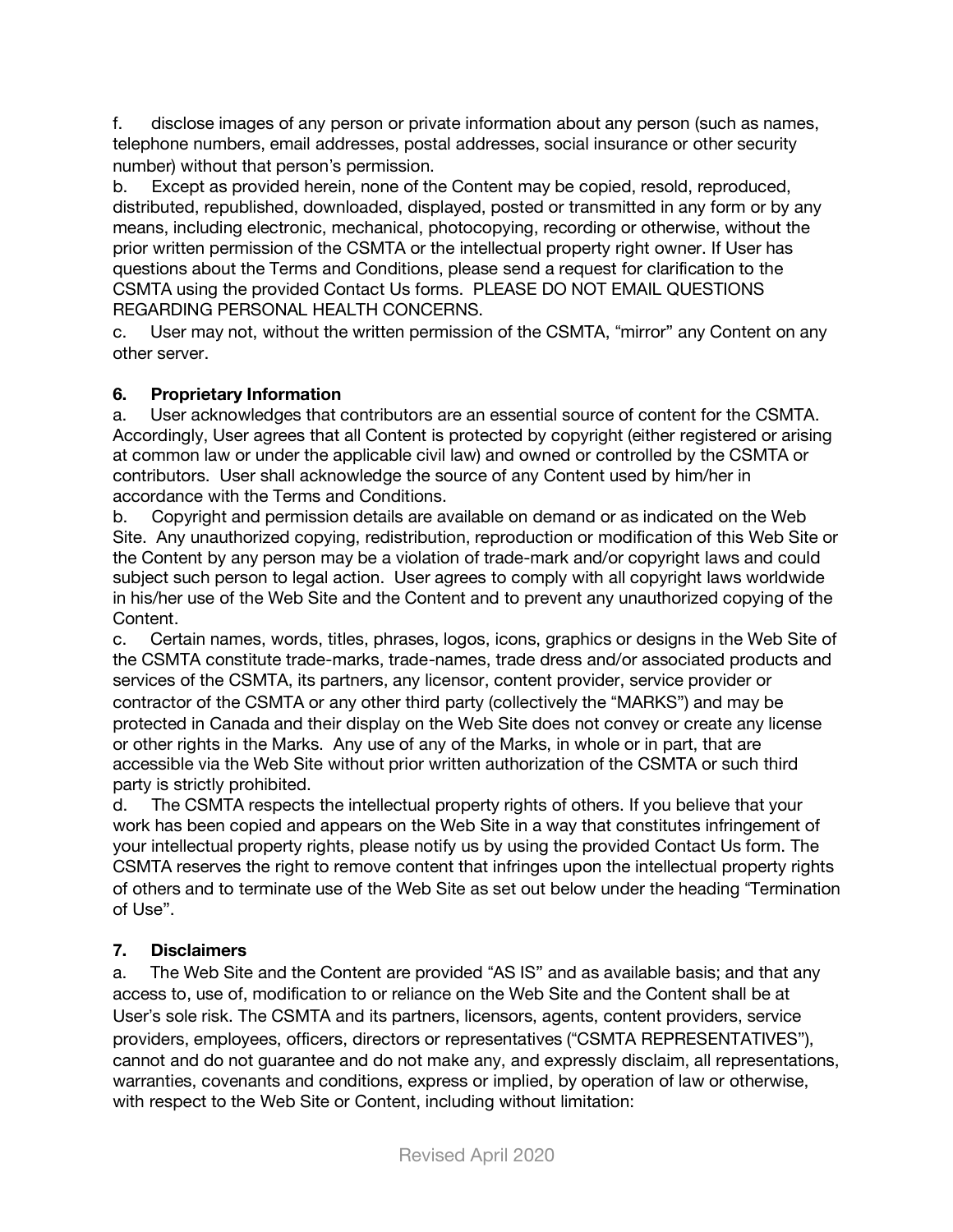f. disclose images of any person or private information about any person (such as names, telephone numbers, email addresses, postal addresses, social insurance or other security number) without that person's permission.

b. Except as provided herein, none of the Content may be copied, resold, reproduced, distributed, republished, downloaded, displayed, posted or transmitted in any form or by any means, including electronic, mechanical, photocopying, recording or otherwise, without the prior written permission of the CSMTA or the intellectual property right owner. If User has questions about the Terms and Conditions, please send a request for clarification to the CSMTA using the provided Contact Us forms. PLEASE DO NOT EMAIL QUESTIONS REGARDING PERSONAL HEALTH CONCERNS.

c. User may not, without the written permission of the CSMTA, "mirror" any Content on any other server.

### 6. Proprietary Information

a. User acknowledges that contributors are an essential source of content for the CSMTA. Accordingly, User agrees that all Content is protected by copyright (either registered or arising at common law or under the applicable civil law) and owned or controlled by the CSMTA or contributors. User shall acknowledge the source of any Content used by him/her in accordance with the Terms and Conditions.

b. Copyright and permission details are available on demand or as indicated on the Web Site. Any unauthorized copying, redistribution, reproduction or modification of this Web Site or the Content by any person may be a violation of trade-mark and/or copyright laws and could subject such person to legal action. User agrees to comply with all copyright laws worldwide in his/her use of the Web Site and the Content and to prevent any unauthorized copying of the Content.

c. Certain names, words, titles, phrases, logos, icons, graphics or designs in the Web Site of the CSMTA constitute trade-marks, trade-names, trade dress and/or associated products and services of the CSMTA, its partners, any licensor, content provider, service provider or contractor of the CSMTA or any other third party (collectively the "MARKS") and may be protected in Canada and their display on the Web Site does not convey or create any license or other rights in the Marks. Any use of any of the Marks, in whole or in part, that are accessible via the Web Site without prior written authorization of the CSMTA or such third party is strictly prohibited.

d. The CSMTA respects the intellectual property rights of others. If you believe that your work has been copied and appears on the Web Site in a way that constitutes infringement of your intellectual property rights, please notify us by using the provided Contact Us form. The CSMTA reserves the right to remove content that infringes upon the intellectual property rights of others and to terminate use of the Web Site as set out below under the heading "Termination of Use".

### 7. Disclaimers

a. The Web Site and the Content are provided "AS IS" and as available basis; and that any access to, use of, modification to or reliance on the Web Site and the Content shall be at User's sole risk. The CSMTA and its partners, licensors, agents, content providers, service providers, employees, officers, directors or representatives ("CSMTA REPRESENTATIVES"), cannot and do not guarantee and do not make any, and expressly disclaim, all representations, warranties, covenants and conditions, express or implied, by operation of law or otherwise, with respect to the Web Site or Content, including without limitation: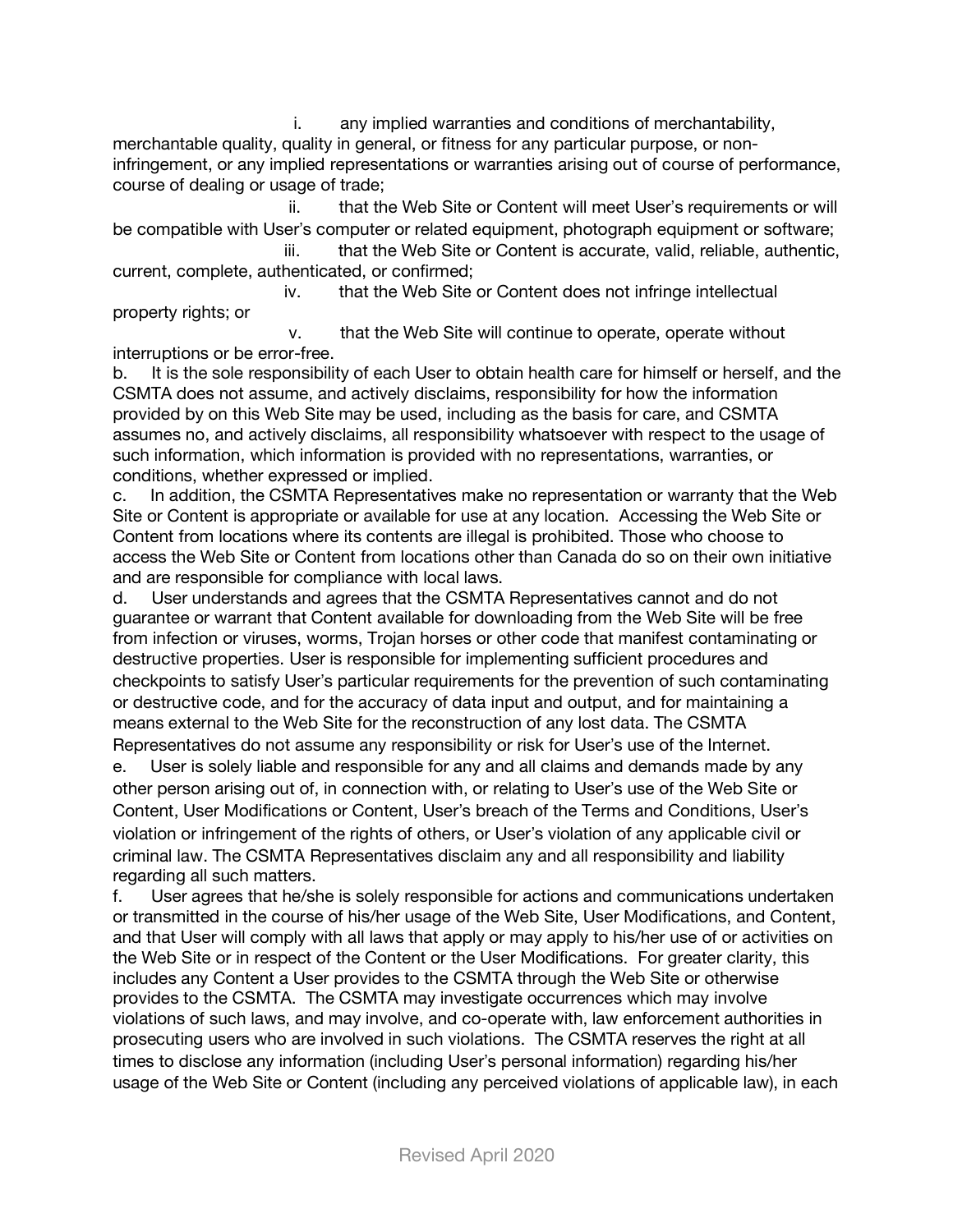i. any implied warranties and conditions of merchantability, merchantable quality, quality in general, or fitness for any particular purpose, or non-infringement, or any implied representations or warranties arising out of course of performance, course of dealing or usage of trade;

ii. that the Web Site or Content will meet User's requirements or will be compatible with User's computer or related equipment, photograph equipment or software;

iii. that the Web Site or Content is accurate, valid, reliable, authentic, current, complete, authenticated, or confirmed;

iv. that the Web Site or Content does not infringe intellectual property rights; or

v. that the Web Site will continue to operate, operate without interruptions or be error-free.

b. It is the sole responsibility of each User to obtain health care for himself or herself, and the CSMTA does not assume, and actively disclaims, responsibility for how the information provided by on this Web Site may be used, including as the basis for care, and CSMTA assumes no, and actively disclaims, all responsibility whatsoever with respect to the usage of such information, which information is provided with no representations, warranties, or conditions, whether expressed or implied.

c. In addition, the CSMTA Representatives make no representation or warranty that the Web Site or Content is appropriate or available for use at any location. Accessing the Web Site or Content from locations where its contents are illegal is prohibited. Those who choose to access the Web Site or Content from locations other than Canada do so on their own initiative and are responsible for compliance with local laws.

d. User understands and agrees that the CSMTA Representatives cannot and do not guarantee or warrant that Content available for downloading from the Web Site will be free from infection or viruses, worms, Trojan horses or other code that manifest contaminating or destructive properties. User is responsible for implementing sufficient procedures and checkpoints to satisfy User's particular requirements for the prevention of such contaminating or destructive code, and for the accuracy of data input and output, and for maintaining a means external to the Web Site for the reconstruction of any lost data. The CSMTA Representatives do not assume any responsibility or risk for User's use of the Internet.

e. User is solely liable and responsible for any and all claims and demands made by any other person arising out of, in connection with, or relating to User's use of the Web Site or Content, User Modifications or Content, User's breach of the Terms and Conditions, User's violation or infringement of the rights of others, or User's violation of any applicable civil or criminal law. The CSMTA Representatives disclaim any and all responsibility and liability regarding all such matters.

f. User agrees that he/she is solely responsible for actions and communications undertaken or transmitted in the course of his/her usage of the Web Site, User Modifications, and Content, and that User will comply with all laws that apply or may apply to his/her use of or activities on the Web Site or in respect of the Content or the User Modifications. For greater clarity, this includes any Content a User provides to the CSMTA through the Web Site or otherwise provides to the CSMTA. The CSMTA may investigate occurrences which may involve violations of such laws, and may involve, and co-operate with, law enforcement authorities in prosecuting users who are involved in such violations. The CSMTA reserves the right at all times to disclose any information (including User's personal information) regarding his/her usage of the Web Site or Content (including any perceived violations of applicable law), in each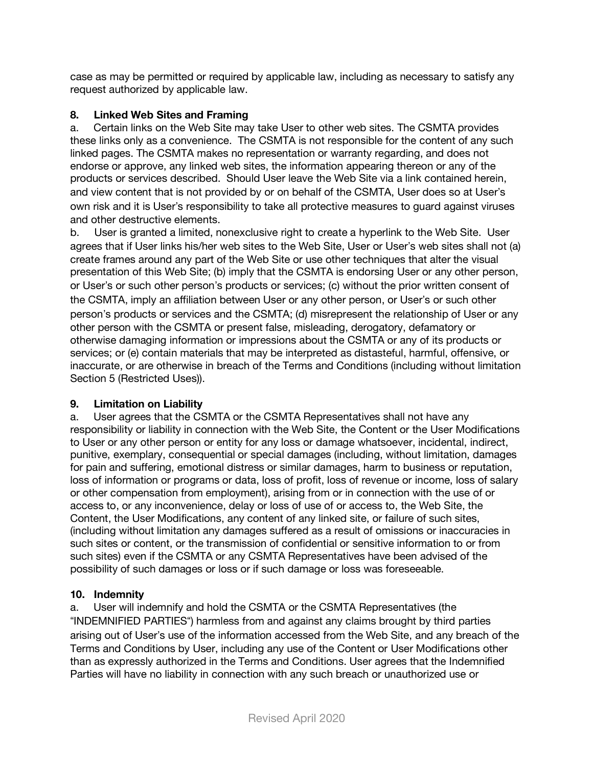case as may be permitted or required by applicable law, including as necessary to satisfy any request authorized by applicable law.

**8. Linked Web Sites and Framing**

a. Certain links on the Web Site may take User to other web sites. The CSMTA provides these links only as a convenience. The CSMTA is not responsible for the content of any such linked pages. The CSMTA makes no representation or warranty regarding, and does not endorse or approve, any linked web sites, the information appearing thereon or any of the products or services described. Should User leave the Web Site via a link contained herein, and view content that is not provided by or on behalf of the CSMTA, User does so at User's own risk and it is User's responsibility to take all protective measures to guard against viruses and other destructive elements.

b. User is granted a limited, nonexclusive right to create a hyperlink to the Web Site. User agrees that if User links his/her web sites to the Web Site, User or User's web sites shall not (a) create frames around any part of the Web Site or use other techniques that alter the visual presentation of this Web Site; (b) imply that the CSMTA is endorsing User or any other person, or User's or such other person's products or services; (c) without the prior written consent of the CSMTA, imply an affiliation between User or any other person, or User's or such other person's products or services and the CSMTA; (d) misrepresent the relationship of User or any other person with the CSMTA or present false, misleading, derogatory, defamatory or otherwise damaging information or impressions about the CSMTA or any of its products or services; or (e) contain materials that may be interpreted as distasteful, harmful, offensive, or inaccurate, or are otherwise in breach of the Terms and Conditions (including without limitation Section 5 (Restricted Uses)).

**9. Limitation on Liability**

a. User agrees that the CSMTA or the CSMTA Representatives shall not have any responsibility or liability in connection with the Web Site, the Content or the User Modifications to User or any other person or entity for any loss or damage whatsoever, incidental, indirect, punitive, exemplary, consequential or special damages (including, without limitation, damages for pain and suffering, emotional distress or similar damages, harm to business or reputation, loss of information or programs or data, loss of profit, loss of revenue or income, loss of salary or other compensation from employment), arising from or in connection with the use of or access to, or any inconvenience, delay or loss of use of or access to, the Web Site, the Content, the User Modifications, any content of any linked site, or failure of such sites, (including without limitation any damages suffered as a result of omissions or inaccuracies in such sites or content, or the transmission of confidential or sensitive information to or from such sites) even if the CSMTA or any CSMTA Representatives have been advised of the possibility of such damages or loss or if such damage or loss was foreseeable.

**10. Indemnity**

a. User will indemnify and hold the CSMTA or the CSMTA Representatives (the "INDEMNIFIED PARTIES") harmless from and against any claims brought by third parties arising out of User's use of the information accessed from the Web Site, and any breach of the Terms and Conditions by User, including any use of the Content or User Modifications other than as expressly authorized in the Terms and Conditions. User agrees that the Indemnified Parties will have no liability in connection with any such breach or unauthorized use or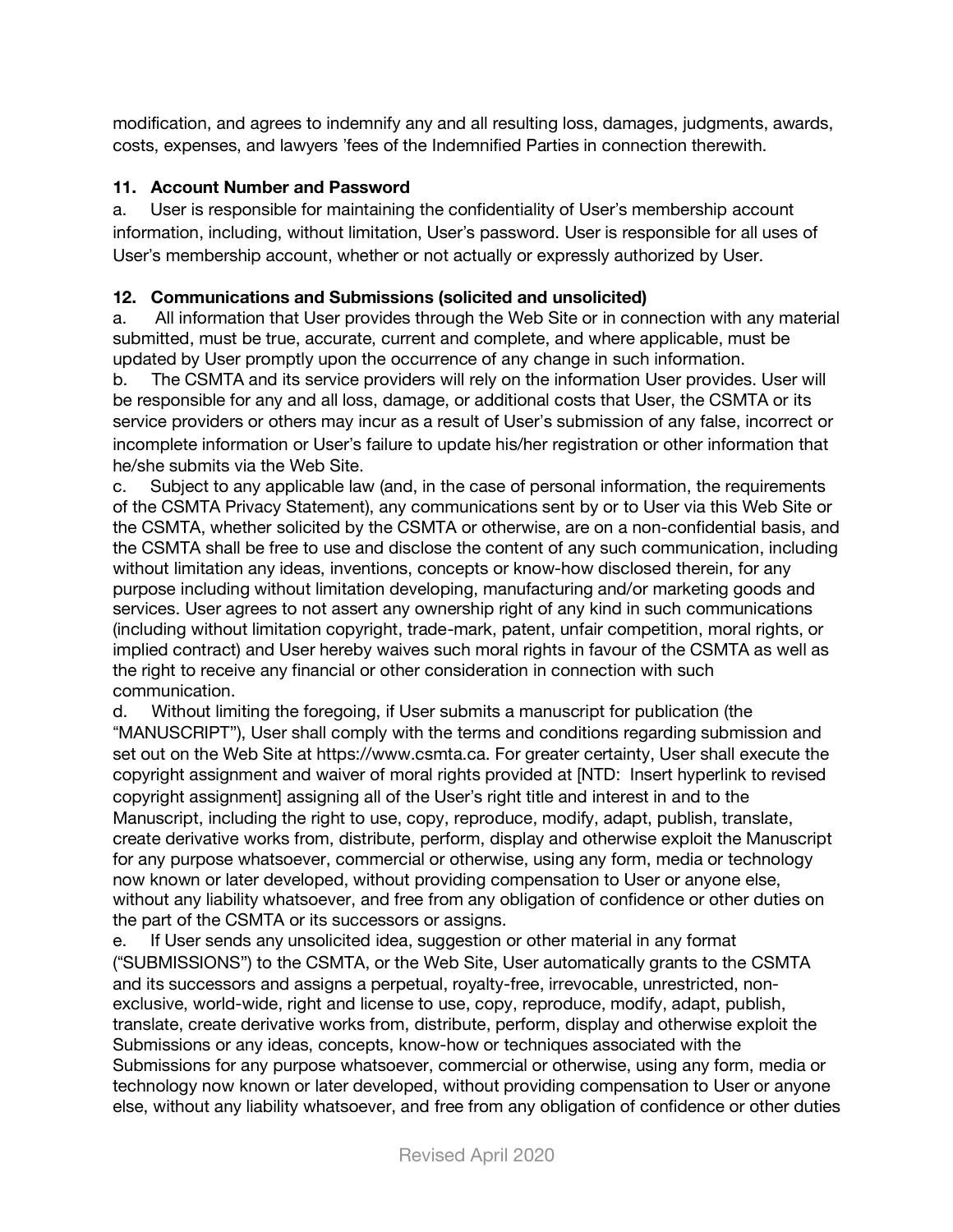modification, and agrees to indemnify any and all resulting loss, damages, judgments, awards, costs, expenses, and lawyers 'fees of the Indemnified Parties in connection therewith.

**11. Account Number and Password**

a. User is responsible for maintaining the confidentiality of User's membership account information, including, without limitation, User's password. User is responsible for all uses of User's membership account, whether or not actually or expressly authorized by User.

**12. Communications and Submissions (solicited and unsolicited)**

a. All information that User provides through the Web Site or in connection with any material submitted, must be true, accurate, current and complete, and where applicable, must be updated by User promptly upon the occurrence of any change in such information.

b. The CSMTA and its service providers will rely on the information User provides. User will be responsible for any and all loss, damage, or additional costs that User, the CSMTA or its service providers or others may incur as a result of User's submission of any false, incorrect or incomplete information or User's failure to update his/her registration or other information that he/she submits via the Web Site.

c. Subject to any applicable law (and, in the case of personal information, the requirements of the CSMTA Privacy Statement), any communications sent by or to User via this Web Site or the CSMTA, whether solicited by the CSMTA or otherwise, are on a non-confidential basis, and the CSMTA shall be free to use and disclose the content of any such communication, including without limitation any ideas, inventions, concepts or know-how disclosed therein, for any purpose including without limitation developing, manufacturing and/or marketing goods and services. User agrees to not assert any ownership right of any kind in such communications (including without limitation copyright, trade-mark, patent, unfair competition, moral rights, or implied contract) and User hereby waives such moral rights in favour of the CSMTA as well as the right to receive any financial or other consideration in connection with such communication.

d. Without limiting the foregoing, if User submits a manuscript for publication (the "MANUSCRIPT"), User shall comply with the terms and conditions regarding submission and set out on the Web Site at https://www.csmta.ca. For greater certainty, User shall execute the copyright assignment and waiver of moral rights provided at [NTD: Insert hyperlink to revised copyright assignment] assigning all of the User's right title and interest in and to the Manuscript, including the right to use, copy, reproduce, modify, adapt, publish, translate, create derivative works from, distribute, perform, display and otherwise exploit the Manuscript for any purpose whatsoever, commercial or otherwise, using any form, media or technology now known or later developed, without providing compensation to User or anyone else, without any liability whatsoever, and free from any obligation of confidence or other duties on the part of the CSMTA or its successors or assigns.

e. If User sends any unsolicited idea, suggestion or other material in any format ("SUBMISSIONS") to the CSMTA, or the Web Site, User automatically grants to the CSMTA and its successors and assigns a perpetual, royalty-free, irrevocable, unrestricted, non-exclusive, world-wide, right and license to use, copy, reproduce, modify, adapt, publish, translate, create derivative works from, distribute, perform, display and otherwise exploit the Submissions or any ideas, concepts, know-how or techniques associated with the Submissions for any purpose whatsoever, commercial or otherwise, using any form, media or technology now known or later developed, without providing compensation to User or anyone else, without any liability whatsoever, and free from any obligation of confidence or other duties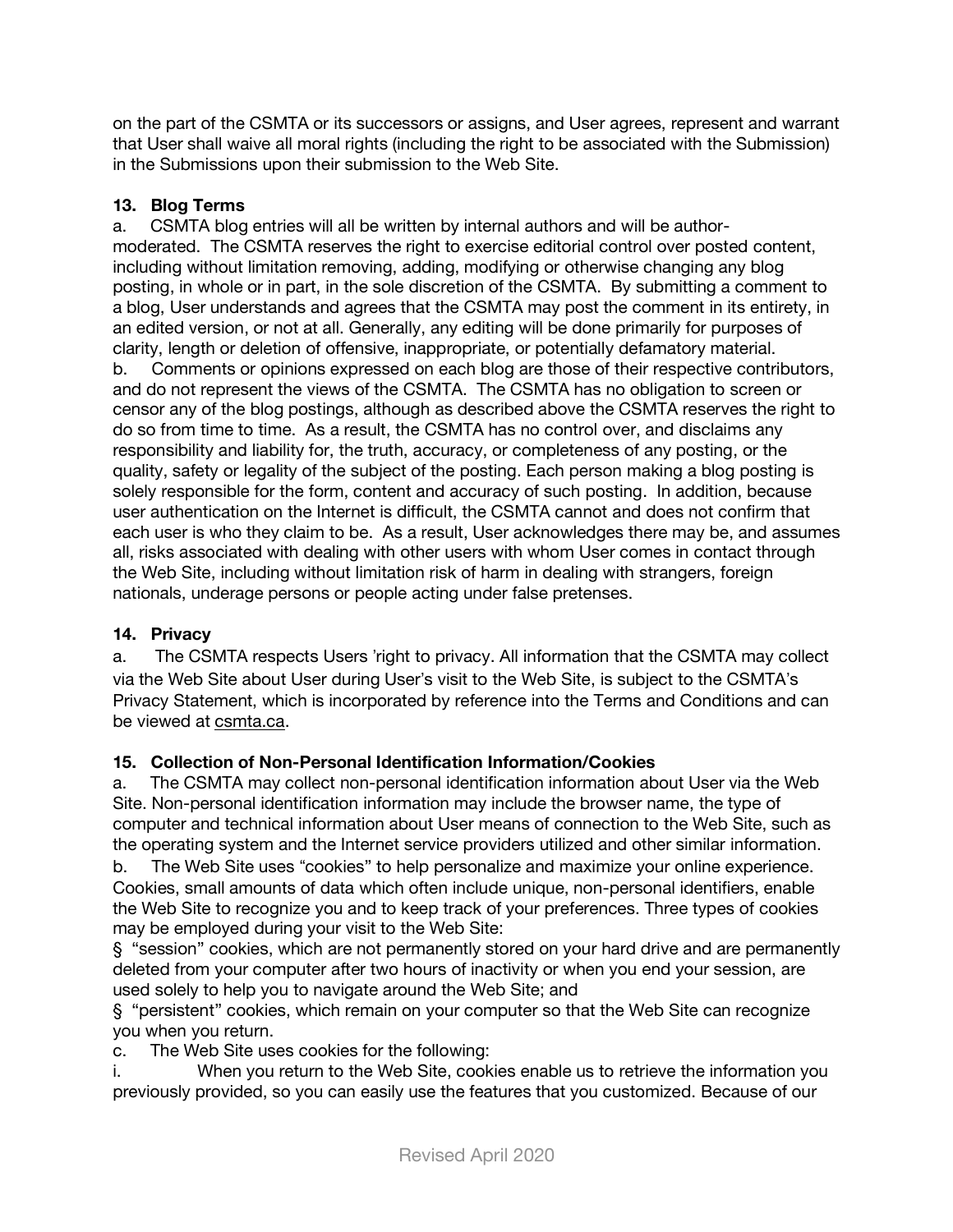on the part of the CSMTA or its successors or assigns, and User agrees, represent and warrant that User shall waive all moral rights (including the right to be associated with the Submission) in the Submissions upon their submission to the Web Site.

**13. Blog Terms**

a. CSMTA blog entries will all be written by internal authors and will be author-moderated. The CSMTA reserves the right to exercise editorial control over posted content, including without limitation removing, adding, modifying or otherwise changing any blog posting, in whole or in part, in the sole discretion of the CSMTA. By submitting a comment to a blog, User understands and agrees that the CSMTA may post the comment in its entirety, in an edited version, or not at all. Generally, any editing will be done primarily for purposes of clarity, length or deletion of offensive, inappropriate, or potentially defamatory material.

b. Comments or opinions expressed on each blog are those of their respective contributors, and do not represent the views of the CSMTA. The CSMTA has no obligation to screen or censor any of the blog postings, although as described above the CSMTA reserves the right to do so from time to time. As a result, the CSMTA has no control over, and disclaims any responsibility and liability for, the truth, accuracy, or completeness of any posting, or the quality, safety or legality of the subject of the posting. Each person making a blog posting is solely responsible for the form, content and accuracy of such posting. In addition, because user authentication on the Internet is difficult, the CSMTA cannot and does not confirm that each user is who they claim to be. As a result, User acknowledges there may be, and assumes all, risks associated with dealing with other users with whom User comes in contact through the Web Site, including without limitation risk of harm in dealing with strangers, foreign nationals, underage persons or people acting under false pretenses.

**14. Privacy**

a. The CSMTA respects Users 'right to privacy. All information that the CSMTA may collect via the Web Site about User during User's visit to the Web Site, is subject to the CSMTA's Privacy Statement, which is incorporated by reference into the Terms and Conditions and can be viewed at csmta.ca.

**15. Collection of Non-Personal Identification Information/Cookies**

a. The CSMTA may collect non-personal identification information about User via the Web Site. Non-personal identification information may include the browser name, the type of computer and technical information about User means of connection to the Web Site, such as the operating system and the Internet service providers utilized and other similar information.

b. The Web Site uses "cookies" to help personalize and maximize your online experience. Cookies, small amounts of data which often include unique, non-personal identifiers, enable the Web Site to recognize you and to keep track of your preferences. Three types of cookies may be employed during your visit to the Web Site:

§ "session" cookies, which are not permanently stored on your hard drive and are permanently deleted from your computer after two hours of inactivity or when you end your session, are used solely to help you to navigate around the Web Site; and

§ "persistent" cookies, which remain on your computer so that the Web Site can recognize you when you return.

c. The Web Site uses cookies for the following:

i. When you return to the Web Site, cookies enable us to retrieve the information you previously provided, so you can easily use the features that you customized. Because of our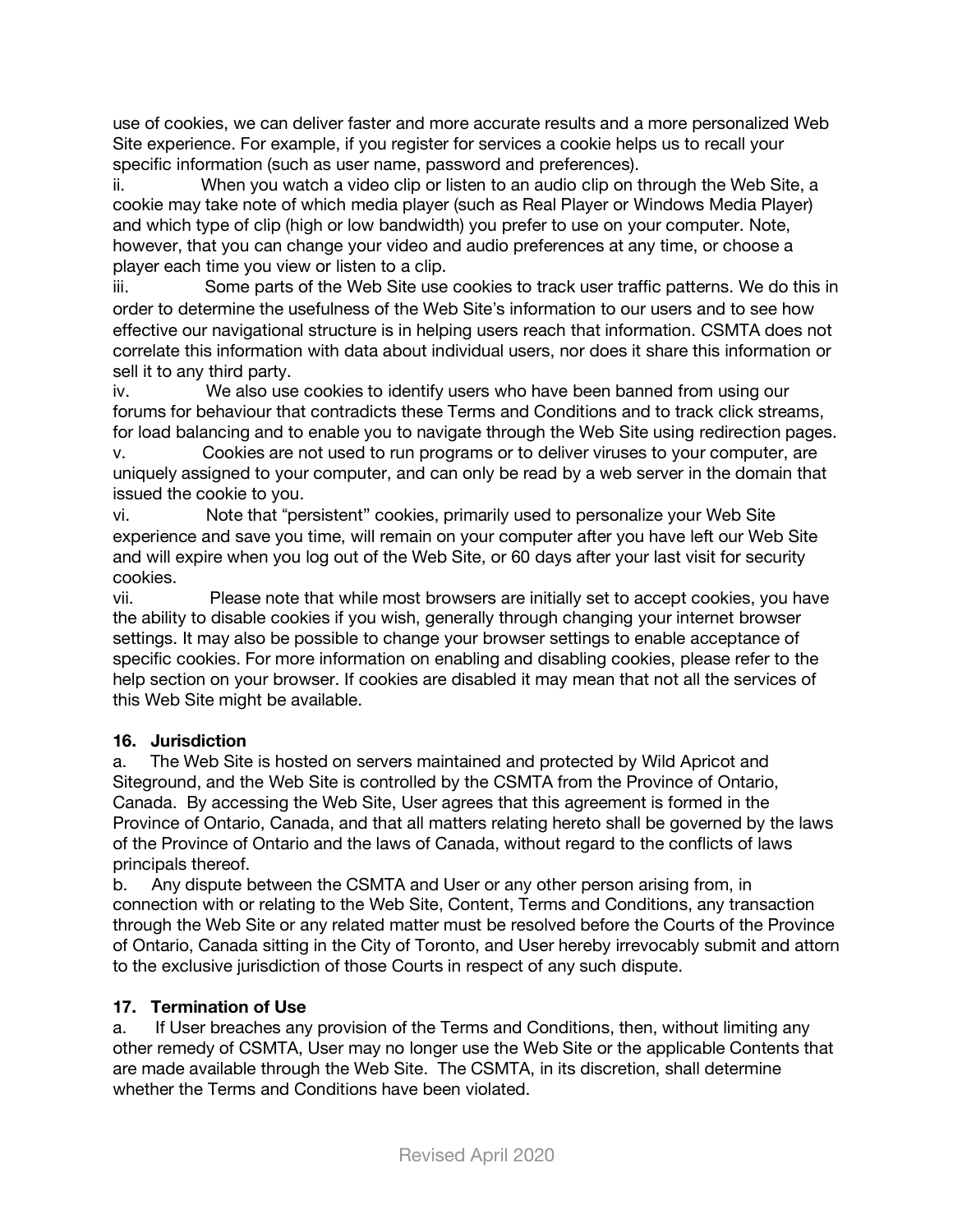use of cookies, we can deliver faster and more accurate results and a more personalized Web Site experience. For example, if you register for services a cookie helps us to recall your specific information (such as user name, password and preferences).

ii. When you watch a video clip or listen to an audio clip on through the Web Site, a cookie may take note of which media player (such as Real Player or Windows Media Player) and which type of clip (high or low bandwidth) you prefer to use on your computer. Note, however, that you can change your video and audio preferences at any time, or choose a player each time you view or listen to a clip.

iii. Some parts of the Web Site use cookies to track user traffic patterns. We do this in order to determine the usefulness of the Web Site's information to our users and to see how effective our navigational structure is in helping users reach that information. CSMTA does not correlate this information with data about individual users, nor does it share this information or sell it to any third party.

iv. We also use cookies to identify users who have been banned from using our forums for behaviour that contradicts these Terms and Conditions and to track click streams, for load balancing and to enable you to navigate through the Web Site using redirection pages.

v. Cookies are not used to run programs or to deliver viruses to your computer, are uniquely assigned to your computer, and can only be read by a web server in the domain that issued the cookie to you.

vi. Note that "persistent" cookies, primarily used to personalize your Web Site experience and save you time, will remain on your computer after you have left our Web Site and will expire when you log out of the Web Site, or 60 days after your last visit for security cookies.

vii. Please note that while most browsers are initially set to accept cookies, you have the ability to disable cookies if you wish, generally through changing your internet browser settings. It may also be possible to change your browser settings to enable acceptance of specific cookies. For more information on enabling and disabling cookies, please refer to the help section on your browser. If cookies are disabled it may mean that not all the services of this Web Site might be available.

**16. Jurisdiction**

a. The Web Site is hosted on servers maintained and protected by Wild Apricot and Siteground, and the Web Site is controlled by the CSMTA from the Province of Ontario, Canada. By accessing the Web Site, User agrees that this agreement is formed in the Province of Ontario, Canada, and that all matters relating hereto shall be governed by the laws of the Province of Ontario and the laws of Canada, without regard to the conflicts of laws principals thereof.

b. Any dispute between the CSMTA and User or any other person arising from, in connection with or relating to the Web Site, Content, Terms and Conditions, any transaction through the Web Site or any related matter must be resolved before the Courts of the Province of Ontario, Canada sitting in the City of Toronto, and User hereby irrevocably submit and attorn to the exclusive jurisdiction of those Courts in respect of any such dispute.

**17. Termination of Use**

a. If User breaches any provision of the Terms and Conditions, then, without limiting any other remedy of CSMTA, User may no longer use the Web Site or the applicable Contents that are made available through the Web Site. The CSMTA, in its discretion, shall determine whether the Terms and Conditions have been violated.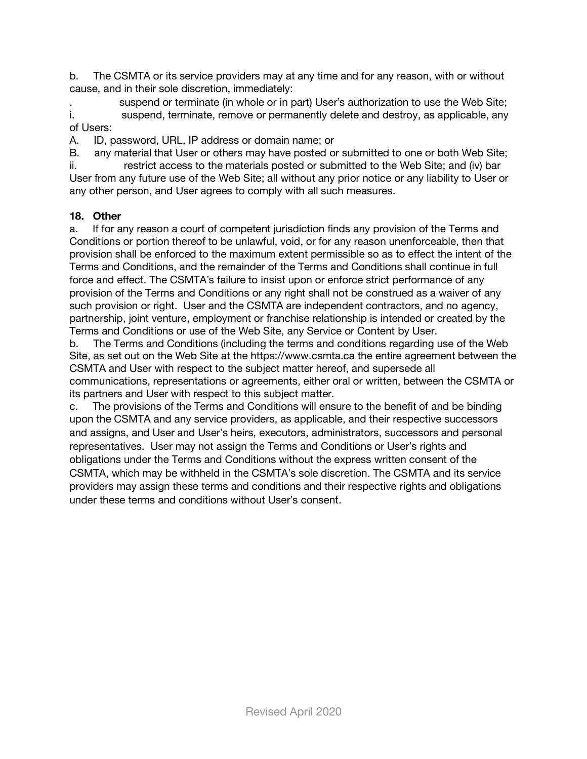b. The CSMTA or its service providers may at any time and for any reason, with or without cause, and in their sole discretion, immediately:

. suspend or terminate (in whole or in part) User's authorization to use the Web Site;

i. suspend, terminate, remove or permanently delete and destroy, as applicable, any of Users:

A. ID, password, URL, IP address or domain name; or

B. any material that User or others may have posted or submitted to one or both Web Site;

ii. restrict access to the materials posted or submitted to the Web Site; and (iv) bar User from any future use of the Web Site; all without any prior notice or any liability to User or any other person, and User agrees to comply with all such measures.

**18. Other**

a. If for any reason a court of competent jurisdiction finds any provision of the Terms and Conditions or portion thereof to be unlawful, void, or for any reason unenforceable, then that provision shall be enforced to the maximum extent permissible so as to effect the intent of the Terms and Conditions, and the remainder of the Terms and Conditions shall continue in full force and effect. The CSMTA's failure to insist upon or enforce strict performance of any provision of the Terms and Conditions or any right shall not be construed as a waiver of any such provision or right. User and the CSMTA are independent contractors, and no agency, partnership, joint venture, employment or franchise relationship is intended or created by the Terms and Conditions or use of the Web Site, any Service or Content by User.

b. The Terms and Conditions (including the terms and conditions regarding use of the Web Site, as set out on the Web Site at the https://www.csmta.ca the entire agreement between the CSMTA and User with respect to the subject matter hereof, and supersede all communications, representations or agreements, either oral or written, between the CSMTA or its partners and User with respect to this subject matter.

c. The provisions of the Terms and Conditions will ensure to the benefit of and be binding upon the CSMTA and any service providers, as applicable, and their respective successors and assigns, and User and User's heirs, executors, administrators, successors and personal representatives. User may not assign the Terms and Conditions or User's rights and obligations under the Terms and Conditions without the express written consent of the CSMTA, which may be withheld in the CSMTA's sole discretion. The CSMTA and its service providers may assign these terms and conditions and their respective rights and obligations under these terms and conditions without User's consent.

Revised April 2020